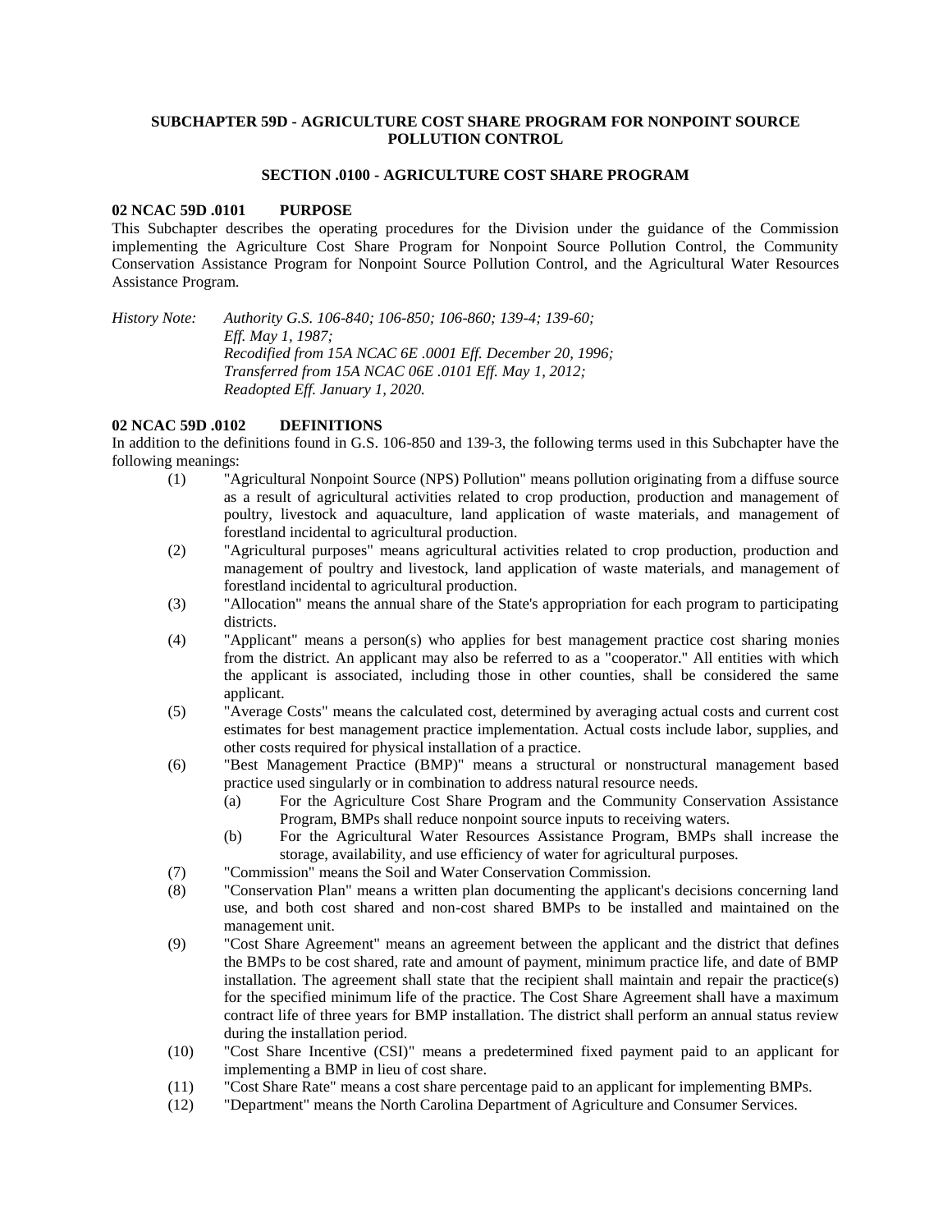# SUBCHAPTER 59D - AGRICULTURE COST SHARE PROGRAM FOR NONPOINT SOURCE POLLUTION CONTROL

## SECTION .0100 - AGRICULTURE COST SHARE PROGRAM

### 02 NCAC 59D .0101 PURPOSE

This Subchapter describes the operating procedures for the Division under the guidance of the Commission implementing the Agriculture Cost Share Program for Nonpoint Source Pollution Control, the Community Conservation Assistance Program for Nonpoint Source Pollution Control, and the Agricultural Water Resources Assistance Program.

*History Note: Authority G.S. 106-840; 106-850; 106-860; 139-4; 139-60;*
*Eff. May 1, 1987;*
*Recodified from 15A NCAC 6E .0001 Eff. December 20, 1996;*
*Transferred from 15A NCAC 06E .0101 Eff. May 1, 2012;*
*Readopted Eff. January 1, 2020.*

### 02 NCAC 59D .0102 DEFINITIONS

In addition to the definitions found in G.S. 106-850 and 139-3, the following terms used in this Subchapter have the following meanings:

(1) "Agricultural Nonpoint Source (NPS) Pollution" means pollution originating from a diffuse source as a result of agricultural activities related to crop production, production and management of poultry, livestock and aquaculture, land application of waste materials, and management of forestland incidental to agricultural production.

(2) "Agricultural purposes" means agricultural activities related to crop production, production and management of poultry and livestock, land application of waste materials, and management of forestland incidental to agricultural production.

(3) "Allocation" means the annual share of the State's appropriation for each program to participating districts.

(4) "Applicant" means a person(s) who applies for best management practice cost sharing monies from the district. An applicant may also be referred to as a "cooperator." All entities with which the applicant is associated, including those in other counties, shall be considered the same applicant.

(5) "Average Costs" means the calculated cost, determined by averaging actual costs and current cost estimates for best management practice implementation. Actual costs include labor, supplies, and other costs required for physical installation of a practice.

(6) "Best Management Practice (BMP)" means a structural or nonstructural management based practice used singularly or in combination to address natural resource needs.

  (a) For the Agriculture Cost Share Program and the Community Conservation Assistance Program, BMPs shall reduce nonpoint source inputs to receiving waters.

  (b) For the Agricultural Water Resources Assistance Program, BMPs shall increase the storage, availability, and use efficiency of water for agricultural purposes.

(7) "Commission" means the Soil and Water Conservation Commission.

(8) "Conservation Plan" means a written plan documenting the applicant's decisions concerning land use, and both cost shared and non-cost shared BMPs to be installed and maintained on the management unit.

(9) "Cost Share Agreement" means an agreement between the applicant and the district that defines the BMPs to be cost shared, rate and amount of payment, minimum practice life, and date of BMP installation. The agreement shall state that the recipient shall maintain and repair the practice(s) for the specified minimum life of the practice. The Cost Share Agreement shall have a maximum contract life of three years for BMP installation. The district shall perform an annual status review during the installation period.

(10) "Cost Share Incentive (CSI)" means a predetermined fixed payment paid to an applicant for implementing a BMP in lieu of cost share.

(11) "Cost Share Rate" means a cost share percentage paid to an applicant for implementing BMPs.

(12) "Department" means the North Carolina Department of Agriculture and Consumer Services.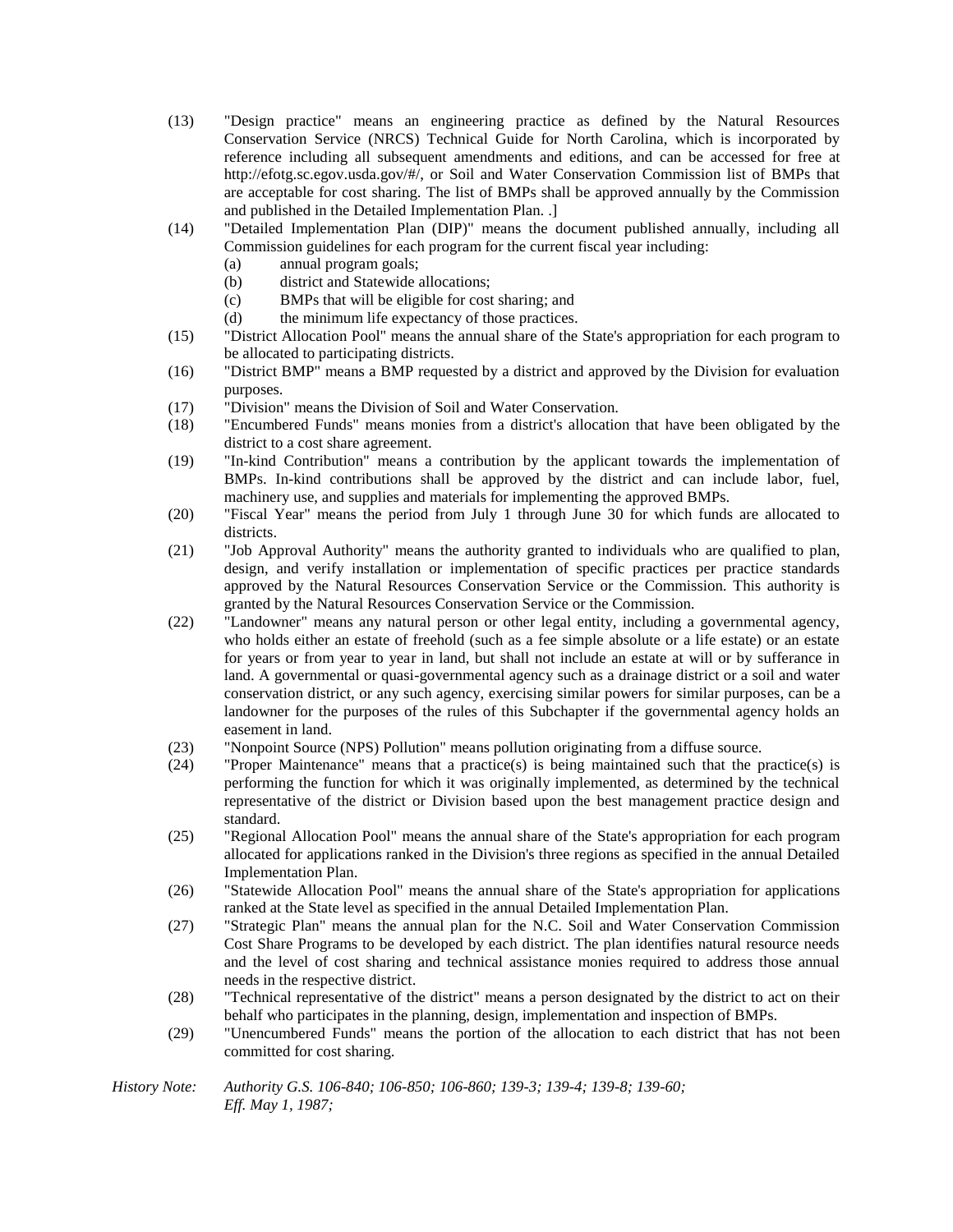(13) "Design practice" means an engineering practice as defined by the Natural Resources Conservation Service (NRCS) Technical Guide for North Carolina, which is incorporated by reference including all subsequent amendments and editions, and can be accessed for free at http://efotg.sc.egov.usda.gov/#/, or Soil and Water Conservation Commission list of BMPs that are acceptable for cost sharing. The list of BMPs shall be approved annually by the Commission and published in the Detailed Implementation Plan. .]

(14) "Detailed Implementation Plan (DIP)" means the document published annually, including all Commission guidelines for each program for the current fiscal year including:
  - (a) annual program goals;
  - (b) district and Statewide allocations;
  - (c) BMPs that will be eligible for cost sharing; and
  - (d) the minimum life expectancy of those practices.

(15) "District Allocation Pool" means the annual share of the State's appropriation for each program to be allocated to participating districts.

(16) "District BMP" means a BMP requested by a district and approved by the Division for evaluation purposes.

(17) "Division" means the Division of Soil and Water Conservation.

(18) "Encumbered Funds" means monies from a district's allocation that have been obligated by the district to a cost share agreement.

(19) "In-kind Contribution" means a contribution by the applicant towards the implementation of BMPs. In-kind contributions shall be approved by the district and can include labor, fuel, machinery use, and supplies and materials for implementing the approved BMPs.

(20) "Fiscal Year" means the period from July 1 through June 30 for which funds are allocated to districts.

(21) "Job Approval Authority" means the authority granted to individuals who are qualified to plan, design, and verify installation or implementation of specific practices per practice standards approved by the Natural Resources Conservation Service or the Commission. This authority is granted by the Natural Resources Conservation Service or the Commission.

(22) "Landowner" means any natural person or other legal entity, including a governmental agency, who holds either an estate of freehold (such as a fee simple absolute or a life estate) or an estate for years or from year to year in land, but shall not include an estate at will or by sufferance in land. A governmental or quasi-governmental agency such as a drainage district or a soil and water conservation district, or any such agency, exercising similar powers for similar purposes, can be a landowner for the purposes of the rules of this Subchapter if the governmental agency holds an easement in land.

(23) "Nonpoint Source (NPS) Pollution" means pollution originating from a diffuse source.

(24) "Proper Maintenance" means that a practice(s) is being maintained such that the practice(s) is performing the function for which it was originally implemented, as determined by the technical representative of the district or Division based upon the best management practice design and standard.

(25) "Regional Allocation Pool" means the annual share of the State's appropriation for each program allocated for applications ranked in the Division's three regions as specified in the annual Detailed Implementation Plan.

(26) "Statewide Allocation Pool" means the annual share of the State's appropriation for applications ranked at the State level as specified in the annual Detailed Implementation Plan.

(27) "Strategic Plan" means the annual plan for the N.C. Soil and Water Conservation Commission Cost Share Programs to be developed by each district. The plan identifies natural resource needs and the level of cost sharing and technical assistance monies required to address those annual needs in the respective district.

(28) "Technical representative of the district" means a person designated by the district to act on their behalf who participates in the planning, design, implementation and inspection of BMPs.

(29) "Unencumbered Funds" means the portion of the allocation to each district that has not been committed for cost sharing.

*History Note:* *Authority G.S. 106-840; 106-850; 106-860; 139-3; 139-4; 139-8; 139-60;*
*Eff. May 1, 1987;*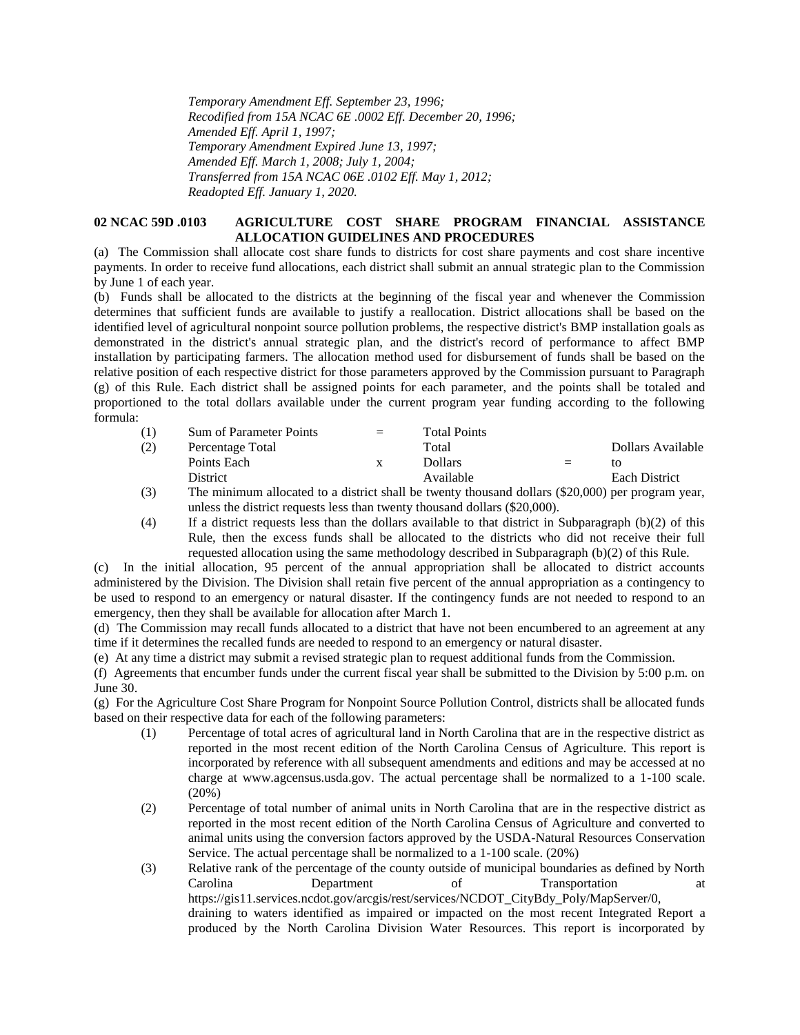*Temporary Amendment Eff. September 23, 1996;*
*Recodified from 15A NCAC 6E .0002 Eff. December 20, 1996;*
*Amended Eff. April 1, 1997;*
*Temporary Amendment Expired June 13, 1997;*
*Amended Eff. March 1, 2008; July 1, 2004;*
*Transferred from 15A NCAC 06E .0102 Eff. May 1, 2012;*
*Readopted Eff. January 1, 2020.*

**02 NCAC 59D .0103 AGRICULTURE COST SHARE PROGRAM FINANCIAL ASSISTANCE ALLOCATION GUIDELINES AND PROCEDURES**

(a) The Commission shall allocate cost share funds to districts for cost share payments and cost share incentive payments. In order to receive fund allocations, each district shall submit an annual strategic plan to the Commission by June 1 of each year.

(b) Funds shall be allocated to the districts at the beginning of the fiscal year and whenever the Commission determines that sufficient funds are available to justify a reallocation. District allocations shall be based on the identified level of agricultural nonpoint source pollution problems, the respective district's BMP installation goals as demonstrated in the district's annual strategic plan, and the district's record of performance to affect BMP installation by participating farmers. The allocation method used for disbursement of funds shall be based on the relative position of each respective district for those parameters approved by the Commission pursuant to Paragraph (g) of this Rule. Each district shall be assigned points for each parameter, and the points shall be totaled and proportioned to the total dollars available under the current program year funding according to the following formula:

(1) Sum of Parameter Points = Total Points

(2) Percentage Total Points Each District x Total Dollars Available = Dollars Available to Each District

(3) The minimum allocated to a district shall be twenty thousand dollars ($20,000) per program year, unless the district requests less than twenty thousand dollars ($20,000).

(4) If a district requests less than the dollars available to that district in Subparagraph (b)(2) of this Rule, then the excess funds shall be allocated to the districts who did not receive their full requested allocation using the same methodology described in Subparagraph (b)(2) of this Rule.

(c) In the initial allocation, 95 percent of the annual appropriation shall be allocated to district accounts administered by the Division. The Division shall retain five percent of the annual appropriation as a contingency to be used to respond to an emergency or natural disaster. If the contingency funds are not needed to respond to an emergency, then they shall be available for allocation after March 1.

(d) The Commission may recall funds allocated to a district that have not been encumbered to an agreement at any time if it determines the recalled funds are needed to respond to an emergency or natural disaster.

(e) At any time a district may submit a revised strategic plan to request additional funds from the Commission.

(f) Agreements that encumber funds under the current fiscal year shall be submitted to the Division by 5:00 p.m. on June 30.

(g) For the Agriculture Cost Share Program for Nonpoint Source Pollution Control, districts shall be allocated funds based on their respective data for each of the following parameters:

(1) Percentage of total acres of agricultural land in North Carolina that are in the respective district as reported in the most recent edition of the North Carolina Census of Agriculture. This report is incorporated by reference with all subsequent amendments and editions and may be accessed at no charge at www.agcensus.usda.gov. The actual percentage shall be normalized to a 1-100 scale. (20%)

(2) Percentage of total number of animal units in North Carolina that are in the respective district as reported in the most recent edition of the North Carolina Census of Agriculture and converted to animal units using the conversion factors approved by the USDA-Natural Resources Conservation Service. The actual percentage shall be normalized to a 1-100 scale. (20%)

(3) Relative rank of the percentage of the county outside of municipal boundaries as defined by North Carolina Department of Transportation at https://gis11.services.ncdot.gov/arcgis/rest/services/NCDOT_CityBdy_Poly/MapServer/0, draining to waters identified as impaired or impacted on the most recent Integrated Report a produced by the North Carolina Division Water Resources. This report is incorporated by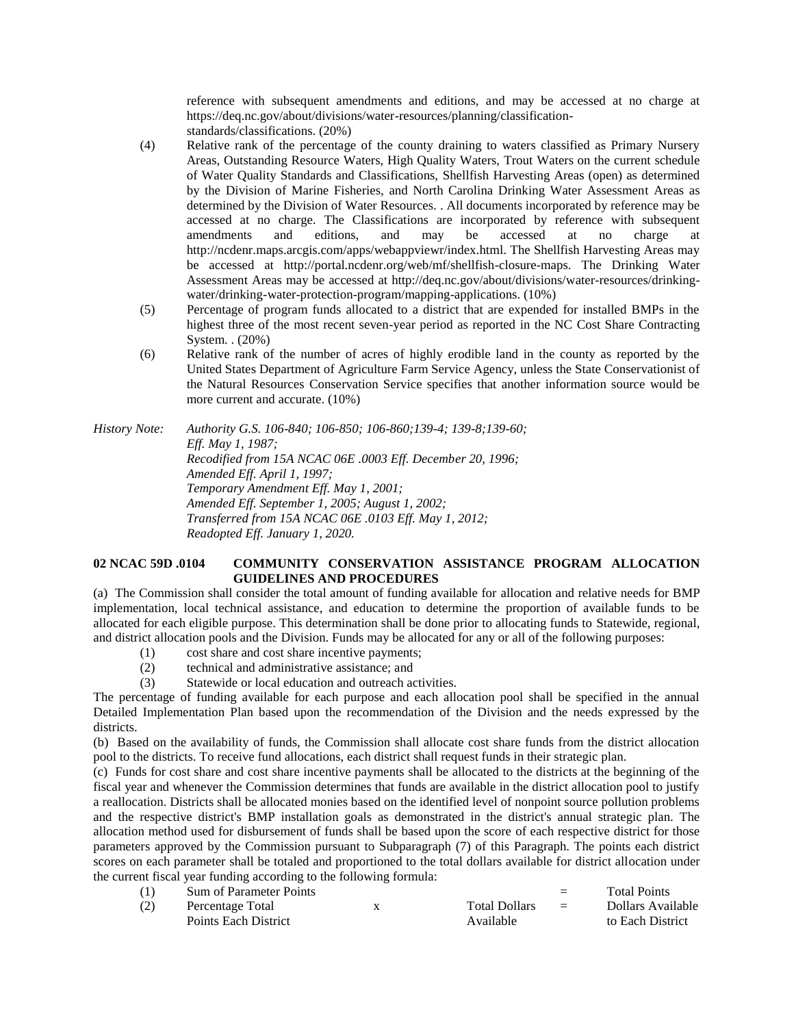reference with subsequent amendments and editions, and may be accessed at no charge at https://deq.nc.gov/about/divisions/water-resources/planning/classification-standards/classifications. (20%)

(4) Relative rank of the percentage of the county draining to waters classified as Primary Nursery Areas, Outstanding Resource Waters, High Quality Waters, Trout Waters on the current schedule of Water Quality Standards and Classifications, Shellfish Harvesting Areas (open) as determined by the Division of Marine Fisheries, and North Carolina Drinking Water Assessment Areas as determined by the Division of Water Resources. . All documents incorporated by reference may be accessed at no charge. The Classifications are incorporated by reference with subsequent amendments and editions, and may be accessed at no charge at http://ncdenr.maps.arcgis.com/apps/webappviewr/index.html. The Shellfish Harvesting Areas may be accessed at http://portal.ncdenr.org/web/mf/shellfish-closure-maps. The Drinking Water Assessment Areas may be accessed at http://deq.nc.gov/about/divisions/water-resources/drinking-water/drinking-water-protection-program/mapping-applications. (10%)

(5) Percentage of program funds allocated to a district that are expended for installed BMPs in the highest three of the most recent seven-year period as reported in the NC Cost Share Contracting System. . (20%)

(6) Relative rank of the number of acres of highly erodible land in the county as reported by the United States Department of Agriculture Farm Service Agency, unless the State Conservationist of the Natural Resources Conservation Service specifies that another information source would be more current and accurate. (10%)

*History Note: Authority G.S. 106-840; 106-850; 106-860;139-4; 139-8;139-60;*
*Eff. May 1, 1987;*
*Recodified from 15A NCAC 06E .0003 Eff. December 20, 1996;*
*Amended Eff. April 1, 1997;*
*Temporary Amendment Eff. May 1, 2001;*
*Amended Eff. September 1, 2005; August 1, 2002;*
*Transferred from 15A NCAC 06E .0103 Eff. May 1, 2012;*
*Readopted Eff. January 1, 2020.*

**02 NCAC 59D .0104 COMMUNITY CONSERVATION ASSISTANCE PROGRAM ALLOCATION GUIDELINES AND PROCEDURES**

(a) The Commission shall consider the total amount of funding available for allocation and relative needs for BMP implementation, local technical assistance, and education to determine the proportion of available funds to be allocated for each eligible purpose. This determination shall be done prior to allocating funds to Statewide, regional, and district allocation pools and the Division. Funds may be allocated for any or all of the following purposes:

(1) cost share and cost share incentive payments;
(2) technical and administrative assistance; and
(3) Statewide or local education and outreach activities.

The percentage of funding available for each purpose and each allocation pool shall be specified in the annual Detailed Implementation Plan based upon the recommendation of the Division and the needs expressed by the districts.

(b) Based on the availability of funds, the Commission shall allocate cost share funds from the district allocation pool to the districts. To receive fund allocations, each district shall request funds in their strategic plan.

(c) Funds for cost share and cost share incentive payments shall be allocated to the districts at the beginning of the fiscal year and whenever the Commission determines that funds are available in the district allocation pool to justify a reallocation. Districts shall be allocated monies based on the identified level of nonpoint source pollution problems and the respective district's BMP installation goals as demonstrated in the district's annual strategic plan. The allocation method used for disbursement of funds shall be based upon the score of each respective district for those parameters approved by the Commission pursuant to Subparagraph (7) of this Paragraph. The points each district scores on each parameter shall be totaled and proportioned to the total dollars available for district allocation under the current fiscal year funding according to the following formula:

| | | | | | |
|---|---|---|---|---|---|
| (1) | Sum of Parameter Points | | | = | Total Points |
| (2) | Percentage Total Points Each District | x | Total Dollars Available | = | Dollars Available to Each District |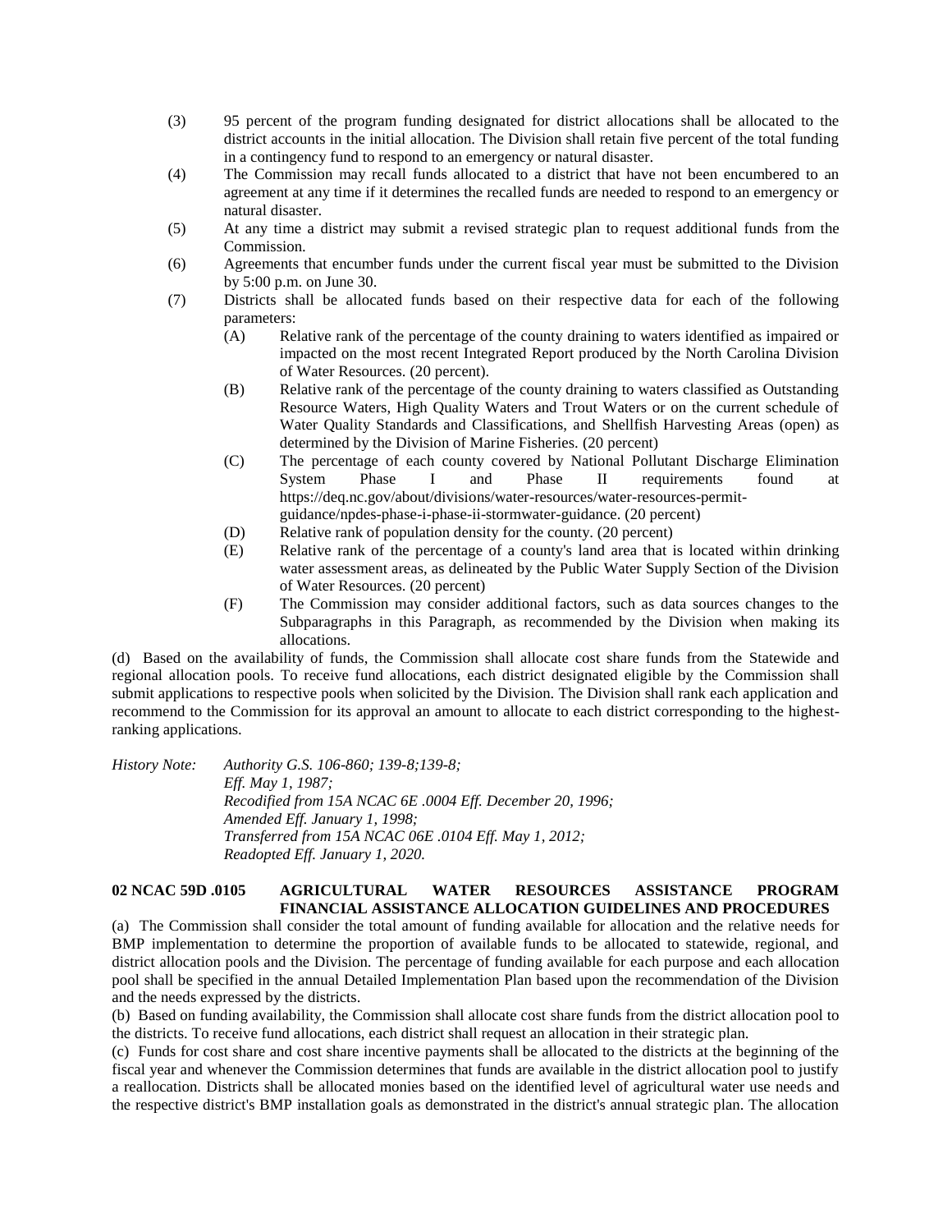(3) 95 percent of the program funding designated for district allocations shall be allocated to the district accounts in the initial allocation. The Division shall retain five percent of the total funding in a contingency fund to respond to an emergency or natural disaster.

(4) The Commission may recall funds allocated to a district that have not been encumbered to an agreement at any time if it determines the recalled funds are needed to respond to an emergency or natural disaster.

(5) At any time a district may submit a revised strategic plan to request additional funds from the Commission.

(6) Agreements that encumber funds under the current fiscal year must be submitted to the Division by 5:00 p.m. on June 30.

(7) Districts shall be allocated funds based on their respective data for each of the following parameters:

 (A) Relative rank of the percentage of the county draining to waters identified as impaired or impacted on the most recent Integrated Report produced by the North Carolina Division of Water Resources. (20 percent).

 (B) Relative rank of the percentage of the county draining to waters classified as Outstanding Resource Waters, High Quality Waters and Trout Waters or on the current schedule of Water Quality Standards and Classifications, and Shellfish Harvesting Areas (open) as determined by the Division of Marine Fisheries. (20 percent)

 (C) The percentage of each county covered by National Pollutant Discharge Elimination System Phase I and Phase II requirements found at https://deq.nc.gov/about/divisions/water-resources/water-resources-permit-guidance/npdes-phase-i-phase-ii-stormwater-guidance. (20 percent)

 (D) Relative rank of population density for the county. (20 percent)

 (E) Relative rank of the percentage of a county's land area that is located within drinking water assessment areas, as delineated by the Public Water Supply Section of the Division of Water Resources. (20 percent)

 (F) The Commission may consider additional factors, such as data sources changes to the Subparagraphs in this Paragraph, as recommended by the Division when making its allocations.

(d) Based on the availability of funds, the Commission shall allocate cost share funds from the Statewide and regional allocation pools. To receive fund allocations, each district designated eligible by the Commission shall submit applications to respective pools when solicited by the Division. The Division shall rank each application and recommend to the Commission for its approval an amount to allocate to each district corresponding to the highest-ranking applications.

*History Note: Authority G.S. 106-860; 139-8;139-8;*
*Eff. May 1, 1987;*
*Recodified from 15A NCAC 6E .0004 Eff. December 20, 1996;*
*Amended Eff. January 1, 1998;*
*Transferred from 15A NCAC 06E .0104 Eff. May 1, 2012;*
*Readopted Eff. January 1, 2020.*

**02 NCAC 59D .0105 AGRICULTURAL WATER RESOURCES ASSISTANCE PROGRAM FINANCIAL ASSISTANCE ALLOCATION GUIDELINES AND PROCEDURES**

(a) The Commission shall consider the total amount of funding available for allocation and the relative needs for BMP implementation to determine the proportion of available funds to be allocated to statewide, regional, and district allocation pools and the Division. The percentage of funding available for each purpose and each allocation pool shall be specified in the annual Detailed Implementation Plan based upon the recommendation of the Division and the needs expressed by the districts.

(b) Based on funding availability, the Commission shall allocate cost share funds from the district allocation pool to the districts. To receive fund allocations, each district shall request an allocation in their strategic plan.

(c) Funds for cost share and cost share incentive payments shall be allocated to the districts at the beginning of the fiscal year and whenever the Commission determines that funds are available in the district allocation pool to justify a reallocation. Districts shall be allocated monies based on the identified level of agricultural water use needs and the respective district's BMP installation goals as demonstrated in the district's annual strategic plan. The allocation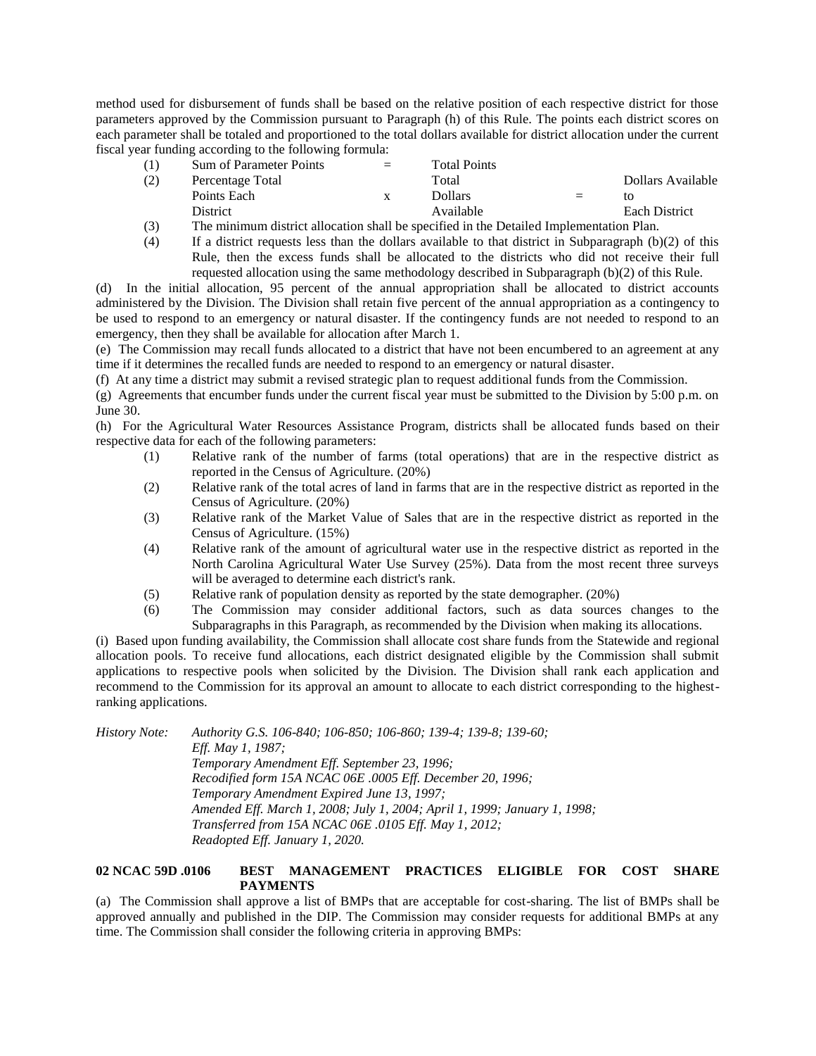method used for disbursement of funds shall be based on the relative position of each respective district for those parameters approved by the Commission pursuant to Paragraph (h) of this Rule. The points each district scores on each parameter shall be totaled and proportioned to the total dollars available for district allocation under the current fiscal year funding according to the following formula:

(1) Sum of Parameter Points = Total Points

(2) Percentage Total Points Each District x Total Dollars Available = Dollars Available to Each District

(3) The minimum district allocation shall be specified in the Detailed Implementation Plan.

(4) If a district requests less than the dollars available to that district in Subparagraph (b)(2) of this Rule, then the excess funds shall be allocated to the districts who did not receive their full requested allocation using the same methodology described in Subparagraph (b)(2) of this Rule.

(d) In the initial allocation, 95 percent of the annual appropriation shall be allocated to district accounts administered by the Division. The Division shall retain five percent of the annual appropriation as a contingency to be used to respond to an emergency or natural disaster. If the contingency funds are not needed to respond to an emergency, then they shall be available for allocation after March 1.

(e) The Commission may recall funds allocated to a district that have not been encumbered to an agreement at any time if it determines the recalled funds are needed to respond to an emergency or natural disaster.

(f) At any time a district may submit a revised strategic plan to request additional funds from the Commission.

(g) Agreements that encumber funds under the current fiscal year must be submitted to the Division by 5:00 p.m. on June 30.

(h) For the Agricultural Water Resources Assistance Program, districts shall be allocated funds based on their respective data for each of the following parameters:

(1) Relative rank of the number of farms (total operations) that are in the respective district as reported in the Census of Agriculture. (20%)

(2) Relative rank of the total acres of land in farms that are in the respective district as reported in the Census of Agriculture. (20%)

(3) Relative rank of the Market Value of Sales that are in the respective district as reported in the Census of Agriculture. (15%)

(4) Relative rank of the amount of agricultural water use in the respective district as reported in the North Carolina Agricultural Water Use Survey (25%). Data from the most recent three surveys will be averaged to determine each district's rank.

(5) Relative rank of population density as reported by the state demographer. (20%)

(6) The Commission may consider additional factors, such as data sources changes to the Subparagraphs in this Paragraph, as recommended by the Division when making its allocations.

(i) Based upon funding availability, the Commission shall allocate cost share funds from the Statewide and regional allocation pools. To receive fund allocations, each district designated eligible by the Commission shall submit applications to respective pools when solicited by the Division. The Division shall rank each application and recommend to the Commission for its approval an amount to allocate to each district corresponding to the highest-ranking applications.

*History Note: Authority G.S. 106-840; 106-850; 106-860; 139-4; 139-8; 139-60;*
*Eff. May 1, 1987;*
*Temporary Amendment Eff. September 23, 1996;*
*Recodified form 15A NCAC 06E .0005 Eff. December 20, 1996;*
*Temporary Amendment Expired June 13, 1997;*
*Amended Eff. March 1, 2008; July 1, 2004; April 1, 1999; January 1, 1998;*
*Transferred from 15A NCAC 06E .0105 Eff. May 1, 2012;*
*Readopted Eff. January 1, 2020.*

**02 NCAC 59D .0106 BEST MANAGEMENT PRACTICES ELIGIBLE FOR COST SHARE PAYMENTS**

(a) The Commission shall approve a list of BMPs that are acceptable for cost-sharing. The list of BMPs shall be approved annually and published in the DIP. The Commission may consider requests for additional BMPs at any time. The Commission shall consider the following criteria in approving BMPs: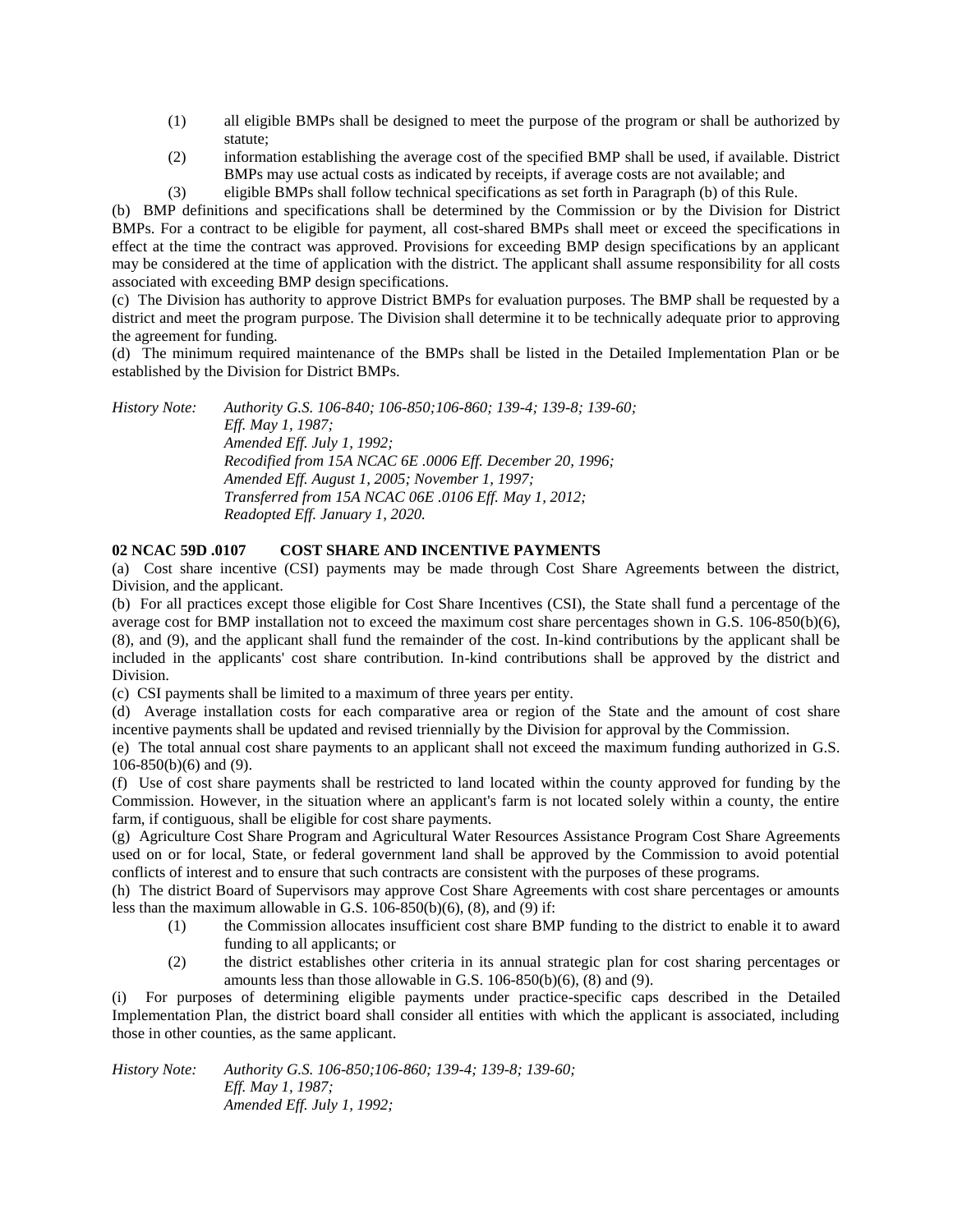(1) all eligible BMPs shall be designed to meet the purpose of the program or shall be authorized by statute;

(2) information establishing the average cost of the specified BMP shall be used, if available. District BMPs may use actual costs as indicated by receipts, if average costs are not available; and

(3) eligible BMPs shall follow technical specifications as set forth in Paragraph (b) of this Rule.

(b) BMP definitions and specifications shall be determined by the Commission or by the Division for District BMPs. For a contract to be eligible for payment, all cost-shared BMPs shall meet or exceed the specifications in effect at the time the contract was approved. Provisions for exceeding BMP design specifications by an applicant may be considered at the time of application with the district. The applicant shall assume responsibility for all costs associated with exceeding BMP design specifications.

(c) The Division has authority to approve District BMPs for evaluation purposes. The BMP shall be requested by a district and meet the program purpose. The Division shall determine it to be technically adequate prior to approving the agreement for funding.

(d) The minimum required maintenance of the BMPs shall be listed in the Detailed Implementation Plan or be established by the Division for District BMPs.

*History Note: Authority G.S. 106-840; 106-850;106-860; 139-4; 139-8; 139-60;*
*Eff. May 1, 1987;*
*Amended Eff. July 1, 1992;*
*Recodified from 15A NCAC 6E .0006 Eff. December 20, 1996;*
*Amended Eff. August 1, 2005; November 1, 1997;*
*Transferred from 15A NCAC 06E .0106 Eff. May 1, 2012;*
*Readopted Eff. January 1, 2020.*

**02 NCAC 59D .0107 COST SHARE AND INCENTIVE PAYMENTS**

(a) Cost share incentive (CSI) payments may be made through Cost Share Agreements between the district, Division, and the applicant.

(b) For all practices except those eligible for Cost Share Incentives (CSI), the State shall fund a percentage of the average cost for BMP installation not to exceed the maximum cost share percentages shown in G.S. 106-850(b)(6), (8), and (9), and the applicant shall fund the remainder of the cost. In-kind contributions by the applicant shall be included in the applicants' cost share contribution. In-kind contributions shall be approved by the district and Division.

(c) CSI payments shall be limited to a maximum of three years per entity.

(d) Average installation costs for each comparative area or region of the State and the amount of cost share incentive payments shall be updated and revised triennially by the Division for approval by the Commission.

(e) The total annual cost share payments to an applicant shall not exceed the maximum funding authorized in G.S. 106-850(b)(6) and (9).

(f) Use of cost share payments shall be restricted to land located within the county approved for funding by the Commission. However, in the situation where an applicant's farm is not located solely within a county, the entire farm, if contiguous, shall be eligible for cost share payments.

(g) Agriculture Cost Share Program and Agricultural Water Resources Assistance Program Cost Share Agreements used on or for local, State, or federal government land shall be approved by the Commission to avoid potential conflicts of interest and to ensure that such contracts are consistent with the purposes of these programs.

(h) The district Board of Supervisors may approve Cost Share Agreements with cost share percentages or amounts less than the maximum allowable in G.S. 106-850(b)(6), (8), and (9) if:

(1) the Commission allocates insufficient cost share BMP funding to the district to enable it to award funding to all applicants; or

(2) the district establishes other criteria in its annual strategic plan for cost sharing percentages or amounts less than those allowable in G.S. 106-850(b)(6), (8) and (9).

(i) For purposes of determining eligible payments under practice-specific caps described in the Detailed Implementation Plan, the district board shall consider all entities with which the applicant is associated, including those in other counties, as the same applicant.

*History Note: Authority G.S. 106-850;106-860; 139-4; 139-8; 139-60;*
*Eff. May 1, 1987;*
*Amended Eff. July 1, 1992;*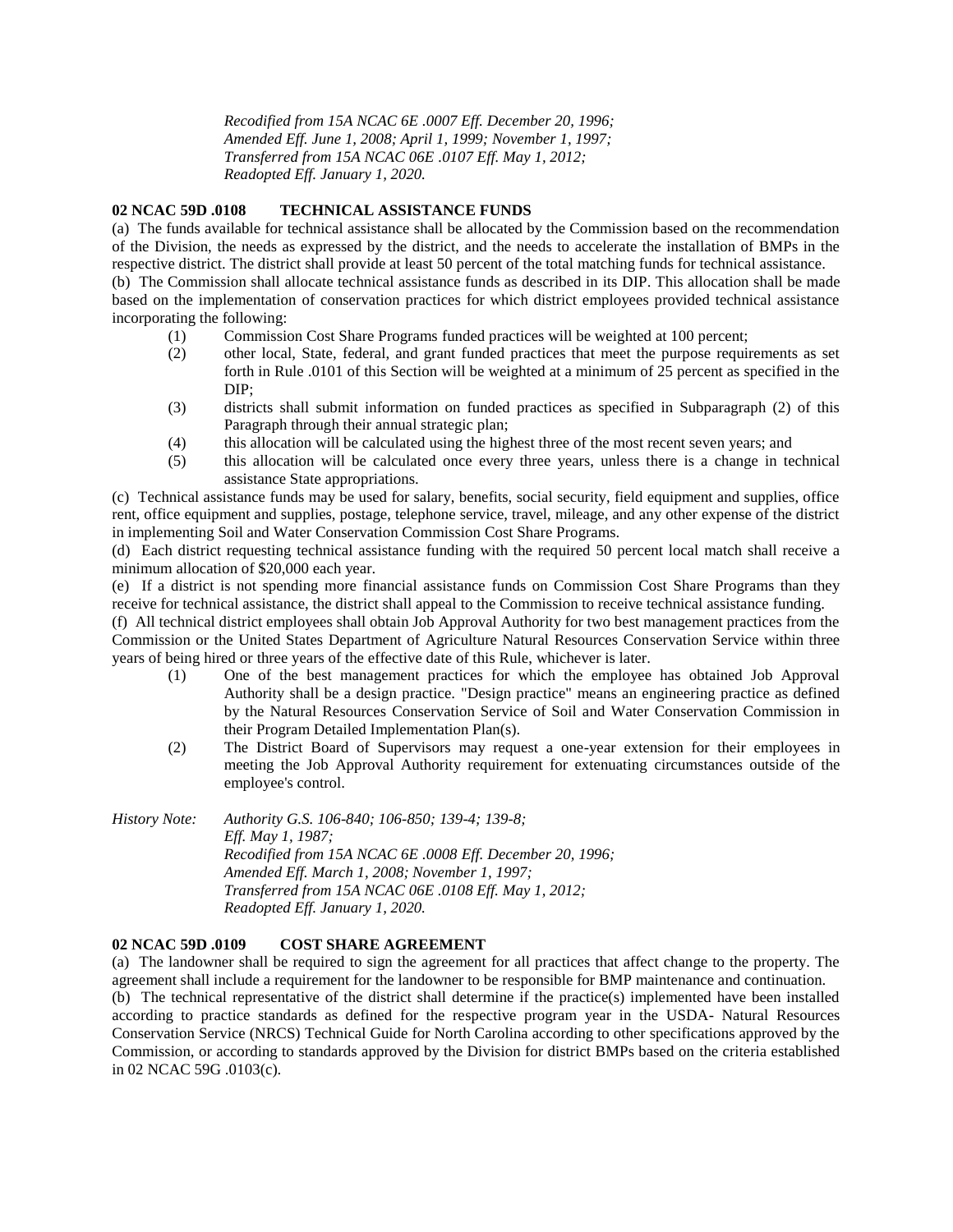*Recodified from 15A NCAC 6E .0007 Eff. December 20, 1996;*
*Amended Eff. June 1, 2008; April 1, 1999; November 1, 1997;*
*Transferred from 15A NCAC 06E .0107 Eff. May 1, 2012;*
*Readopted Eff. January 1, 2020.*

**02 NCAC 59D .0108 TECHNICAL ASSISTANCE FUNDS**

(a) The funds available for technical assistance shall be allocated by the Commission based on the recommendation of the Division, the needs as expressed by the district, and the needs to accelerate the installation of BMPs in the respective district. The district shall provide at least 50 percent of the total matching funds for technical assistance.

(b) The Commission shall allocate technical assistance funds as described in its DIP. This allocation shall be made based on the implementation of conservation practices for which district employees provided technical assistance incorporating the following:

(1) Commission Cost Share Programs funded practices will be weighted at 100 percent;

(2) other local, State, federal, and grant funded practices that meet the purpose requirements as set forth in Rule .0101 of this Section will be weighted at a minimum of 25 percent as specified in the DIP;

(3) districts shall submit information on funded practices as specified in Subparagraph (2) of this Paragraph through their annual strategic plan;

(4) this allocation will be calculated using the highest three of the most recent seven years; and

(5) this allocation will be calculated once every three years, unless there is a change in technical assistance State appropriations.

(c) Technical assistance funds may be used for salary, benefits, social security, field equipment and supplies, office rent, office equipment and supplies, postage, telephone service, travel, mileage, and any other expense of the district in implementing Soil and Water Conservation Commission Cost Share Programs.

(d) Each district requesting technical assistance funding with the required 50 percent local match shall receive a minimum allocation of $20,000 each year.

(e) If a district is not spending more financial assistance funds on Commission Cost Share Programs than they receive for technical assistance, the district shall appeal to the Commission to receive technical assistance funding.

(f) All technical district employees shall obtain Job Approval Authority for two best management practices from the Commission or the United States Department of Agriculture Natural Resources Conservation Service within three years of being hired or three years of the effective date of this Rule, whichever is later.

(1) One of the best management practices for which the employee has obtained Job Approval Authority shall be a design practice. "Design practice" means an engineering practice as defined by the Natural Resources Conservation Service of Soil and Water Conservation Commission in their Program Detailed Implementation Plan(s).

(2) The District Board of Supervisors may request a one-year extension for their employees in meeting the Job Approval Authority requirement for extenuating circumstances outside of the employee's control.

*History Note: Authority G.S. 106-840; 106-850; 139-4; 139-8;*
*Eff. May 1, 1987;*
*Recodified from 15A NCAC 6E .0008 Eff. December 20, 1996;*
*Amended Eff. March 1, 2008; November 1, 1997;*
*Transferred from 15A NCAC 06E .0108 Eff. May 1, 2012;*
*Readopted Eff. January 1, 2020.*

**02 NCAC 59D .0109 COST SHARE AGREEMENT**

(a) The landowner shall be required to sign the agreement for all practices that affect change to the property. The agreement shall include a requirement for the landowner to be responsible for BMP maintenance and continuation.

(b) The technical representative of the district shall determine if the practice(s) implemented have been installed according to practice standards as defined for the respective program year in the USDA- Natural Resources Conservation Service (NRCS) Technical Guide for North Carolina according to other specifications approved by the Commission, or according to standards approved by the Division for district BMPs based on the criteria established in 02 NCAC 59G .0103(c).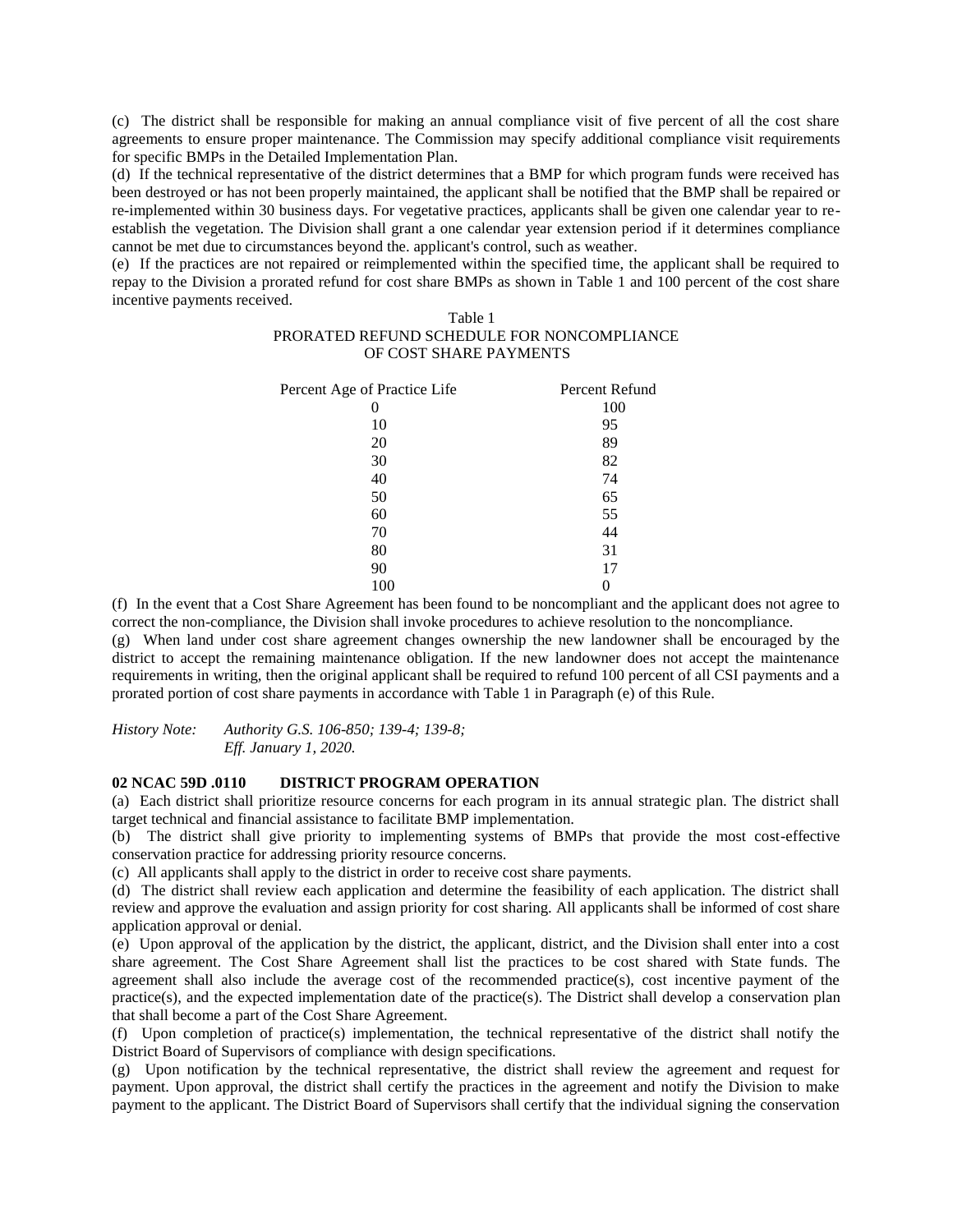(c) The district shall be responsible for making an annual compliance visit of five percent of all the cost share agreements to ensure proper maintenance. The Commission may specify additional compliance visit requirements for specific BMPs in the Detailed Implementation Plan.

(d) If the technical representative of the district determines that a BMP for which program funds were received has been destroyed or has not been properly maintained, the applicant shall be notified that the BMP shall be repaired or re-implemented within 30 business days. For vegetative practices, applicants shall be given one calendar year to re-establish the vegetation. The Division shall grant a one calendar year extension period if it determines compliance cannot be met due to circumstances beyond the. applicant's control, such as weather.

(e) If the practices are not repaired or reimplemented within the specified time, the applicant shall be required to repay to the Division a prorated refund for cost share BMPs as shown in Table 1 and 100 percent of the cost share incentive payments received.

Table 1
PRORATED REFUND SCHEDULE FOR NONCOMPLIANCE
OF COST SHARE PAYMENTS

| Percent Age of Practice Life | Percent Refund |
|---|---|
| 0 | 100 |
| 10 | 95 |
| 20 | 89 |
| 30 | 82 |
| 40 | 74 |
| 50 | 65 |
| 60 | 55 |
| 70 | 44 |
| 80 | 31 |
| 90 | 17 |
| 100 | 0 |

(f) In the event that a Cost Share Agreement has been found to be noncompliant and the applicant does not agree to correct the non-compliance, the Division shall invoke procedures to achieve resolution to the noncompliance.

(g) When land under cost share agreement changes ownership the new landowner shall be encouraged by the district to accept the remaining maintenance obligation. If the new landowner does not accept the maintenance requirements in writing, then the original applicant shall be required to refund 100 percent of all CSI payments and a prorated portion of cost share payments in accordance with Table 1 in Paragraph (e) of this Rule.

*History Note: Authority G.S. 106-850; 139-4; 139-8;*
*Eff. January 1, 2020.*

**02 NCAC 59D .0110 DISTRICT PROGRAM OPERATION**

(a) Each district shall prioritize resource concerns for each program in its annual strategic plan. The district shall target technical and financial assistance to facilitate BMP implementation.

(b) The district shall give priority to implementing systems of BMPs that provide the most cost-effective conservation practice for addressing priority resource concerns.

(c) All applicants shall apply to the district in order to receive cost share payments.

(d) The district shall review each application and determine the feasibility of each application. The district shall review and approve the evaluation and assign priority for cost sharing. All applicants shall be informed of cost share application approval or denial.

(e) Upon approval of the application by the district, the applicant, district, and the Division shall enter into a cost share agreement. The Cost Share Agreement shall list the practices to be cost shared with State funds. The agreement shall also include the average cost of the recommended practice(s), cost incentive payment of the practice(s), and the expected implementation date of the practice(s). The District shall develop a conservation plan that shall become a part of the Cost Share Agreement.

(f) Upon completion of practice(s) implementation, the technical representative of the district shall notify the District Board of Supervisors of compliance with design specifications.

(g) Upon notification by the technical representative, the district shall review the agreement and request for payment. Upon approval, the district shall certify the practices in the agreement and notify the Division to make payment to the applicant. The District Board of Supervisors shall certify that the individual signing the conservation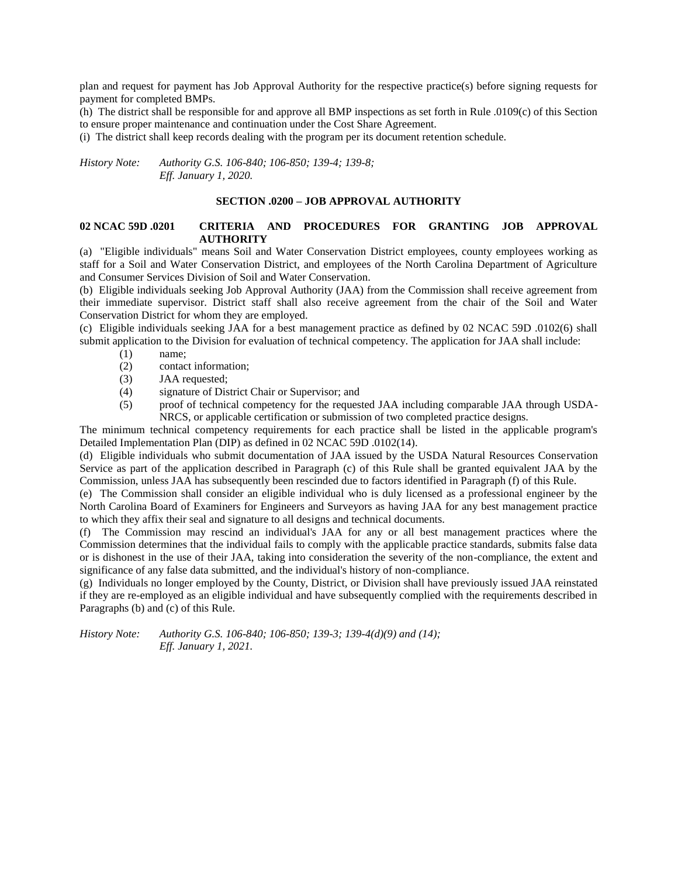plan and request for payment has Job Approval Authority for the respective practice(s) before signing requests for payment for completed BMPs.

(h) The district shall be responsible for and approve all BMP inspections as set forth in Rule .0109(c) of this Section to ensure proper maintenance and continuation under the Cost Share Agreement.

(i) The district shall keep records dealing with the program per its document retention schedule.

*History Note: Authority G.S. 106-840; 106-850; 139-4; 139-8;*
*Eff. January 1, 2020.*

### SECTION .0200 – JOB APPROVAL AUTHORITY

**02 NCAC 59D .0201 CRITERIA AND PROCEDURES FOR GRANTING JOB APPROVAL AUTHORITY**

(a) "Eligible individuals" means Soil and Water Conservation District employees, county employees working as staff for a Soil and Water Conservation District, and employees of the North Carolina Department of Agriculture and Consumer Services Division of Soil and Water Conservation.

(b) Eligible individuals seeking Job Approval Authority (JAA) from the Commission shall receive agreement from their immediate supervisor. District staff shall also receive agreement from the chair of the Soil and Water Conservation District for whom they are employed.

(c) Eligible individuals seeking JAA for a best management practice as defined by 02 NCAC 59D .0102(6) shall submit application to the Division for evaluation of technical competency. The application for JAA shall include:

(1) name;
(2) contact information;
(3) JAA requested;
(4) signature of District Chair or Supervisor; and
(5) proof of technical competency for the requested JAA including comparable JAA through USDA-NRCS, or applicable certification or submission of two completed practice designs.

The minimum technical competency requirements for each practice shall be listed in the applicable program's Detailed Implementation Plan (DIP) as defined in 02 NCAC 59D .0102(14).

(d) Eligible individuals who submit documentation of JAA issued by the USDA Natural Resources Conservation Service as part of the application described in Paragraph (c) of this Rule shall be granted equivalent JAA by the Commission, unless JAA has subsequently been rescinded due to factors identified in Paragraph (f) of this Rule.

(e) The Commission shall consider an eligible individual who is duly licensed as a professional engineer by the North Carolina Board of Examiners for Engineers and Surveyors as having JAA for any best management practice to which they affix their seal and signature to all designs and technical documents.

(f) The Commission may rescind an individual's JAA for any or all best management practices where the Commission determines that the individual fails to comply with the applicable practice standards, submits false data or is dishonest in the use of their JAA, taking into consideration the severity of the non-compliance, the extent and significance of any false data submitted, and the individual's history of non-compliance.

(g) Individuals no longer employed by the County, District, or Division shall have previously issued JAA reinstated if they are re-employed as an eligible individual and have subsequently complied with the requirements described in Paragraphs (b) and (c) of this Rule.

*History Note: Authority G.S. 106-840; 106-850; 139-3; 139-4(d)(9) and (14);*
*Eff. January 1, 2021.*